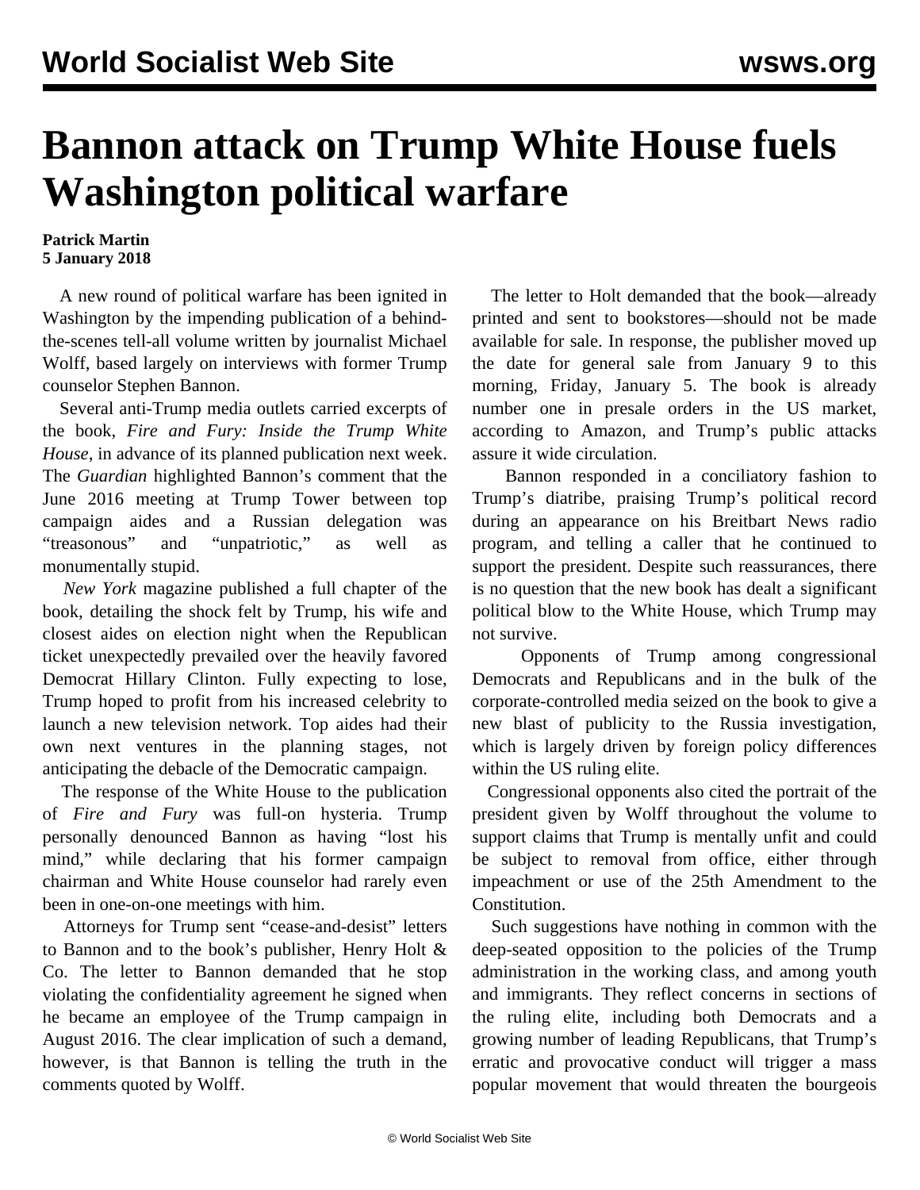# Bannon attack on Trump White House fuels Washington political warfare

**Patrick Martin**
**5 January 2018**

A new round of political warfare has been ignited in Washington by the impending publication of a behind-the-scenes tell-all volume written by journalist Michael Wolff, based largely on interviews with former Trump counselor Stephen Bannon.

Several anti-Trump media outlets carried excerpts of the book, *Fire and Fury: Inside the Trump White House*, in advance of its planned publication next week. The *Guardian* highlighted Bannon's comment that the June 2016 meeting at Trump Tower between top campaign aides and a Russian delegation was "treasonous" and "unpatriotic," as well as monumentally stupid.

*New York* magazine published a full chapter of the book, detailing the shock felt by Trump, his wife and closest aides on election night when the Republican ticket unexpectedly prevailed over the heavily favored Democrat Hillary Clinton. Fully expecting to lose, Trump hoped to profit from his increased celebrity to launch a new television network. Top aides had their own next ventures in the planning stages, not anticipating the debacle of the Democratic campaign.

The response of the White House to the publication of *Fire and Fury* was full-on hysteria. Trump personally denounced Bannon as having "lost his mind," while declaring that his former campaign chairman and White House counselor had rarely even been in one-on-one meetings with him.

Attorneys for Trump sent "cease-and-desist" letters to Bannon and to the book's publisher, Henry Holt & Co. The letter to Bannon demanded that he stop violating the confidentiality agreement he signed when he became an employee of the Trump campaign in August 2016. The clear implication of such a demand, however, is that Bannon is telling the truth in the comments quoted by Wolff.

The letter to Holt demanded that the book—already printed and sent to bookstores—should not be made available for sale. In response, the publisher moved up the date for general sale from January 9 to this morning, Friday, January 5. The book is already number one in presale orders in the US market, according to Amazon, and Trump's public attacks assure it wide circulation.

Bannon responded in a conciliatory fashion to Trump's diatribe, praising Trump's political record during an appearance on his Breitbart News radio program, and telling a caller that he continued to support the president. Despite such reassurances, there is no question that the new book has dealt a significant political blow to the White House, which Trump may not survive.

Opponents of Trump among congressional Democrats and Republicans and in the bulk of the corporate-controlled media seized on the book to give a new blast of publicity to the Russia investigation, which is largely driven by foreign policy differences within the US ruling elite.

Congressional opponents also cited the portrait of the president given by Wolff throughout the volume to support claims that Trump is mentally unfit and could be subject to removal from office, either through impeachment or use of the 25th Amendment to the Constitution.

Such suggestions have nothing in common with the deep-seated opposition to the policies of the Trump administration in the working class, and among youth and immigrants. They reflect concerns in sections of the ruling elite, including both Democrats and a growing number of leading Republicans, that Trump's erratic and provocative conduct will trigger a mass popular movement that would threaten the bourgeois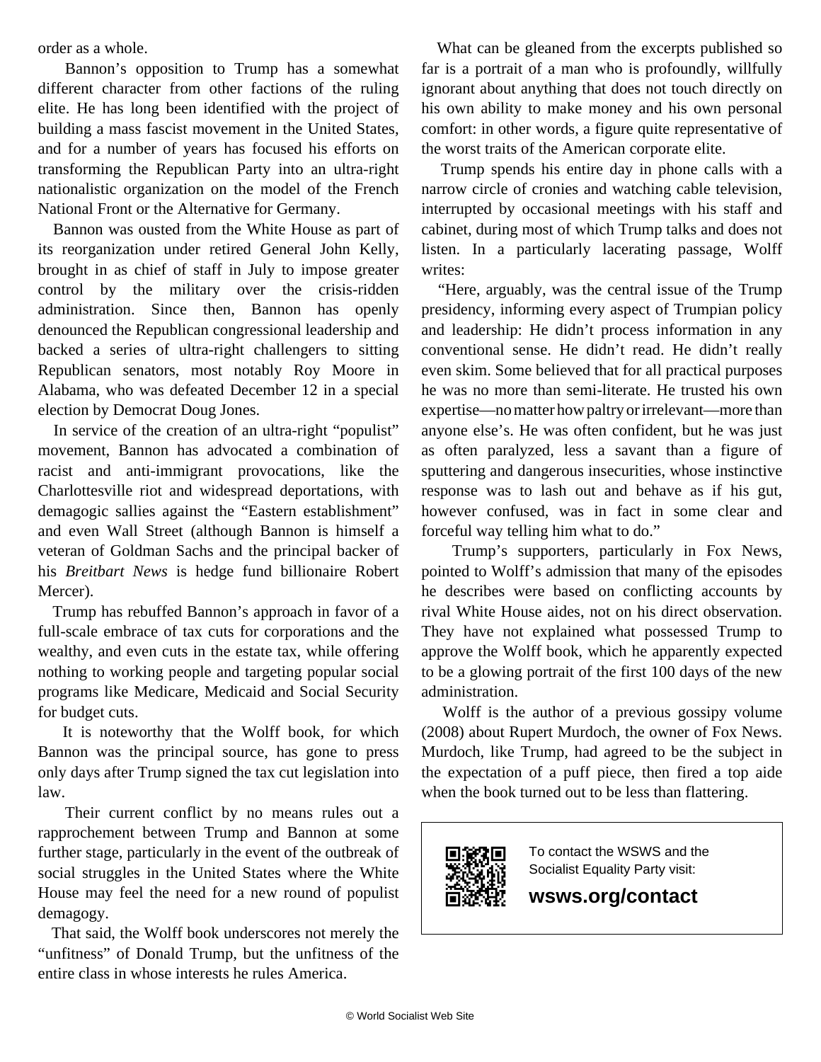order as a whole.

Bannon's opposition to Trump has a somewhat different character from other factions of the ruling elite. He has long been identified with the project of building a mass fascist movement in the United States, and for a number of years has focused his efforts on transforming the Republican Party into an ultra-right nationalistic organization on the model of the French National Front or the Alternative for Germany.

Bannon was ousted from the White House as part of its reorganization under retired General John Kelly, brought in as chief of staff in July to impose greater control by the military over the crisis-ridden administration. Since then, Bannon has openly denounced the Republican congressional leadership and backed a series of ultra-right challengers to sitting Republican senators, most notably Roy Moore in Alabama, who was defeated December 12 in a special election by Democrat Doug Jones.

In service of the creation of an ultra-right "populist" movement, Bannon has advocated a combination of racist and anti-immigrant provocations, like the Charlottesville riot and widespread deportations, with demagogic sallies against the "Eastern establishment" and even Wall Street (although Bannon is himself a veteran of Goldman Sachs and the principal backer of his *Breitbart News* is hedge fund billionaire Robert Mercer).

Trump has rebuffed Bannon's approach in favor of a full-scale embrace of tax cuts for corporations and the wealthy, and even cuts in the estate tax, while offering nothing to working people and targeting popular social programs like Medicare, Medicaid and Social Security for budget cuts.

It is noteworthy that the Wolff book, for which Bannon was the principal source, has gone to press only days after Trump signed the tax cut legislation into law.

Their current conflict by no means rules out a rapprochement between Trump and Bannon at some further stage, particularly in the event of the outbreak of social struggles in the United States where the White House may feel the need for a new round of populist demagogy.

That said, the Wolff book underscores not merely the "unfitness" of Donald Trump, but the unfitness of the entire class in whose interests he rules America.

What can be gleaned from the excerpts published so far is a portrait of a man who is profoundly, willfully ignorant about anything that does not touch directly on his own ability to make money and his own personal comfort: in other words, a figure quite representative of the worst traits of the American corporate elite.

Trump spends his entire day in phone calls with a narrow circle of cronies and watching cable television, interrupted by occasional meetings with his staff and cabinet, during most of which Trump talks and does not listen. In a particularly lacerating passage, Wolff writes:

"Here, arguably, was the central issue of the Trump presidency, informing every aspect of Trumpian policy and leadership: He didn't process information in any conventional sense. He didn't read. He didn't really even skim. Some believed that for all practical purposes he was no more than semi-literate. He trusted his own expertise—no matter how paltry or irrelevant—more than anyone else's. He was often confident, but he was just as often paralyzed, less a savant than a figure of sputtering and dangerous insecurities, whose instinctive response was to lash out and behave as if his gut, however confused, was in fact in some clear and forceful way telling him what to do."

Trump's supporters, particularly in Fox News, pointed to Wolff's admission that many of the episodes he describes were based on conflicting accounts by rival White House aides, not on his direct observation. They have not explained what possessed Trump to approve the Wolff book, which he apparently expected to be a glowing portrait of the first 100 days of the new administration.

Wolff is the author of a previous gossipy volume (2008) about Rupert Murdoch, the owner of Fox News. Murdoch, like Trump, had agreed to be the subject in the expectation of a puff piece, then fired a top aide when the book turned out to be less than flattering.

To contact the WSWS and the Socialist Equality Party visit:

**wsws.org/contact**